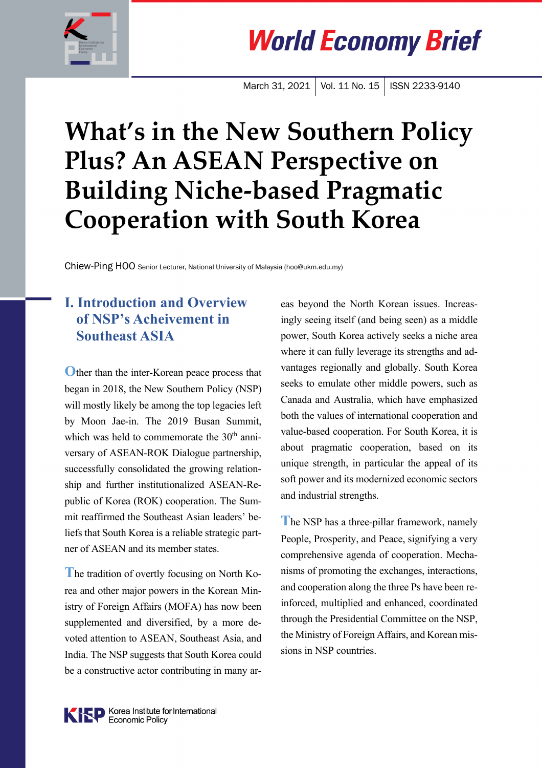# World Economy Brief

March 31, 2021 | Vol. 11 No. 15 | ISSN 2233-9140

# What's in the New Southern Policy Plus? An ASEAN Perspective on Building Niche-based Pragmatic Cooperation with South Korea

Chiew-Ping HOO Senior Lecturer, National University of Malaysia (hoo@ukm.edu.my)

## I. Introduction and Overview of NSP's Acheivement in Southeast ASIA

Other than the inter-Korean peace process that began in 2018, the New Southern Policy (NSP) will mostly likely be among the top legacies left by Moon Jae-in. The 2019 Busan Summit, which was held to commemorate the 30th anniversary of ASEAN-ROK Dialogue partnership, successfully consolidated the growing relationship and further institutionalized ASEAN-Republic of Korea (ROK) cooperation. The Summit reaffirmed the Southeast Asian leaders' beliefs that South Korea is a reliable strategic partner of ASEAN and its member states.

The tradition of overtly focusing on North Korea and other major powers in the Korean Ministry of Foreign Affairs (MOFA) has now been supplemented and diversified, by a more devoted attention to ASEAN, Southeast Asia, and India. The NSP suggests that South Korea could be a constructive actor contributing in many areas beyond the North Korean issues. Increasingly seeing itself (and being seen) as a middle power, South Korea actively seeks a niche area where it can fully leverage its strengths and advantages regionally and globally. South Korea seeks to emulate other middle powers, such as Canada and Australia, which have emphasized both the values of international cooperation and value-based cooperation. For South Korea, it is about pragmatic cooperation, based on its unique strength, in particular the appeal of its soft power and its modernized economic sectors and industrial strengths.

The NSP has a three-pillar framework, namely People, Prosperity, and Peace, signifying a very comprehensive agenda of cooperation. Mechanisms of promoting the exchanges, interactions, and cooperation along the three Ps have been reinforced, multiplied and enhanced, coordinated through the Presidential Committee on the NSP, the Ministry of Foreign Affairs, and Korean missions in NSP countries.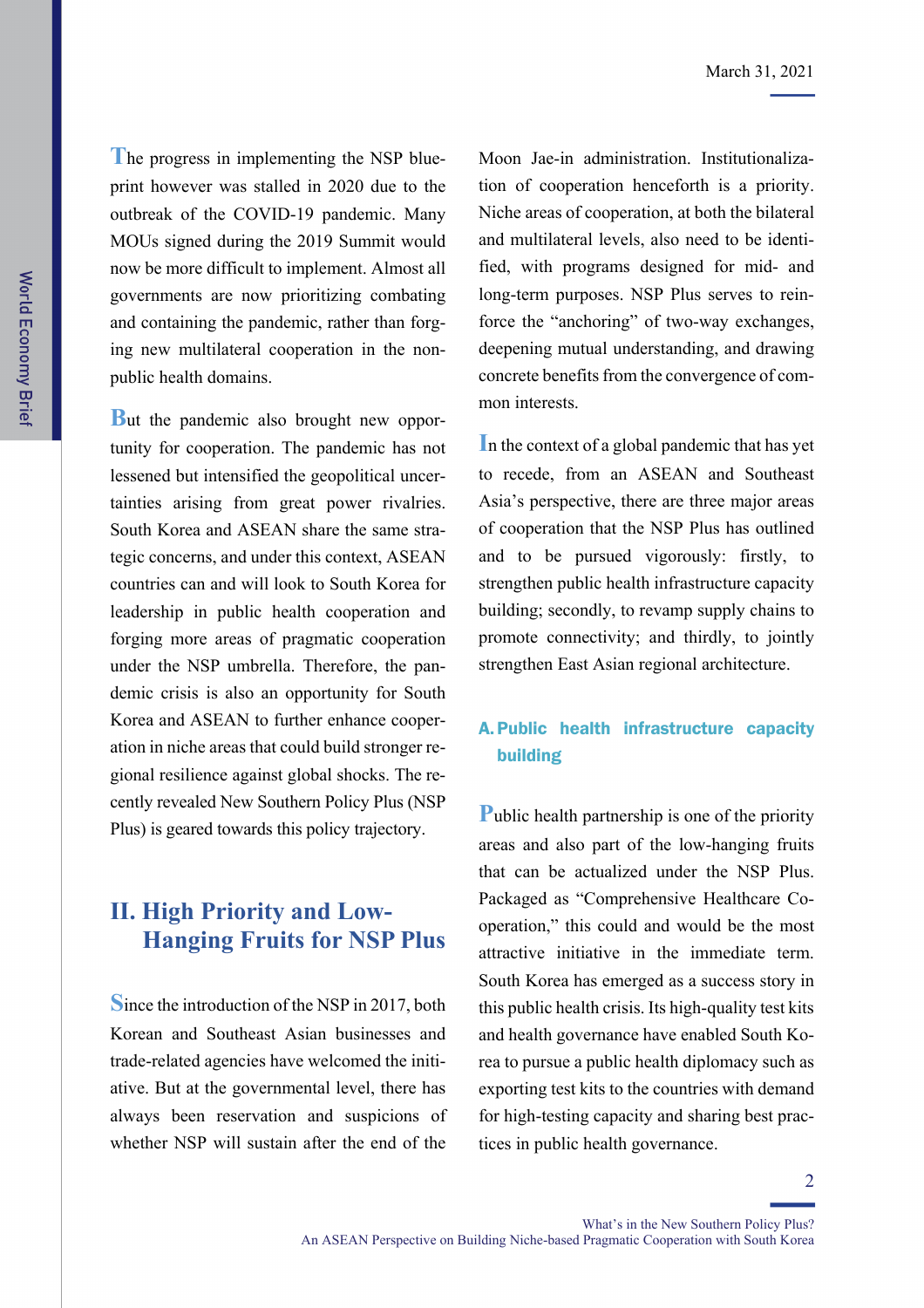The progress in implementing the NSP blueprint however was stalled in 2020 due to the outbreak of the COVID-19 pandemic. Many MOUs signed during the 2019 Summit would now be more difficult to implement. Almost all governments are now prioritizing combating and containing the pandemic, rather than forging new multilateral cooperation in the non-public health domains.

But the pandemic also brought new opportunity for cooperation. The pandemic has not lessened but intensified the geopolitical uncertainties arising from great power rivalries. South Korea and ASEAN share the same strategic concerns, and under this context, ASEAN countries can and will look to South Korea for leadership in public health cooperation and forging more areas of pragmatic cooperation under the NSP umbrella. Therefore, the pandemic crisis is also an opportunity for South Korea and ASEAN to further enhance cooperation in niche areas that could build stronger regional resilience against global shocks. The recently revealed New Southern Policy Plus (NSP Plus) is geared towards this policy trajectory.

## II. High Priority and Low-Hanging Fruits for NSP Plus

Since the introduction of the NSP in 2017, both Korean and Southeast Asian businesses and trade-related agencies have welcomed the initiative. But at the governmental level, there has always been reservation and suspicions of whether NSP will sustain after the end of the Moon Jae-in administration. Institutionalization of cooperation henceforth is a priority. Niche areas of cooperation, at both the bilateral and multilateral levels, also need to be identified, with programs designed for mid- and long-term purposes. NSP Plus serves to reinforce the "anchoring" of two-way exchanges, deepening mutual understanding, and drawing concrete benefits from the convergence of common interests.

In the context of a global pandemic that has yet to recede, from an ASEAN and Southeast Asia's perspective, there are three major areas of cooperation that the NSP Plus has outlined and to be pursued vigorously: firstly, to strengthen public health infrastructure capacity building; secondly, to revamp supply chains to promote connectivity; and thirdly, to jointly strengthen East Asian regional architecture.

### A. Public health infrastructure capacity building

Public health partnership is one of the priority areas and also part of the low-hanging fruits that can be actualized under the NSP Plus. Packaged as "Comprehensive Healthcare Cooperation," this could and would be the most attractive initiative in the immediate term. South Korea has emerged as a success story in this public health crisis. Its high-quality test kits and health governance have enabled South Korea to pursue a public health diplomacy such as exporting test kits to the countries with demand for high-testing capacity and sharing best practices in public health governance.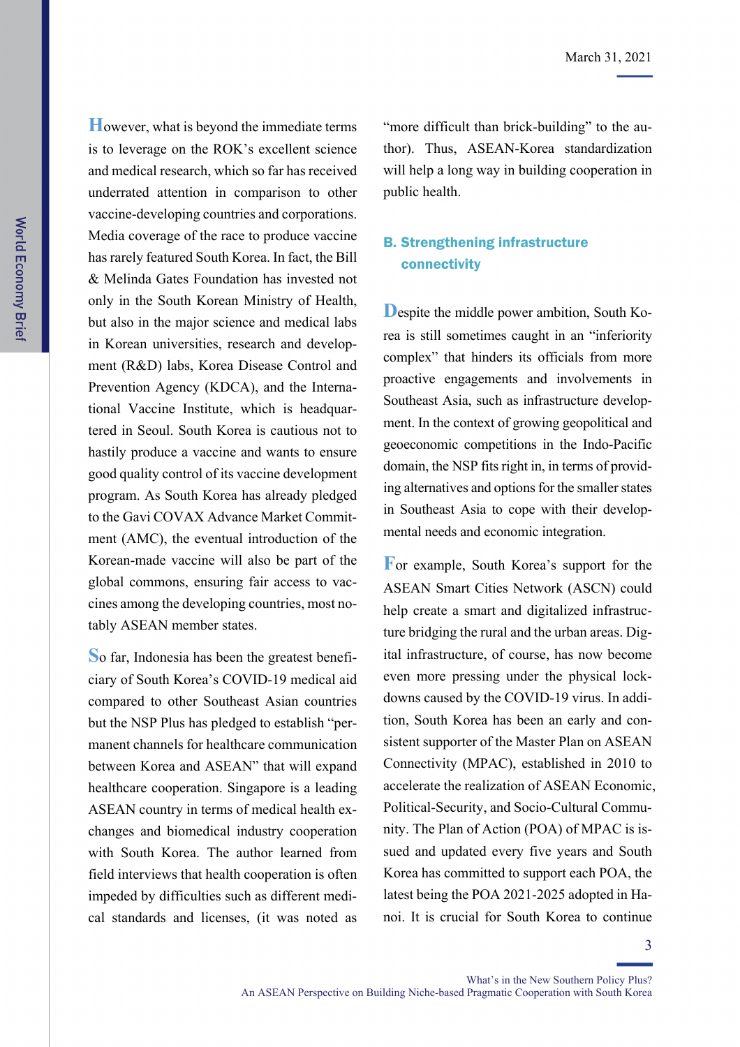However, what is beyond the immediate terms is to leverage on the ROK's excellent science and medical research, which so far has received underrated attention in comparison to other vaccine-developing countries and corporations. Media coverage of the race to produce vaccine has rarely featured South Korea. In fact, the Bill & Melinda Gates Foundation has invested not only in the South Korean Ministry of Health, but also in the major science and medical labs in Korean universities, research and development (R&D) labs, Korea Disease Control and Prevention Agency (KDCA), and the International Vaccine Institute, which is headquartered in Seoul. South Korea is cautious not to hastily produce a vaccine and wants to ensure good quality control of its vaccine development program. As South Korea has already pledged to the Gavi COVAX Advance Market Commitment (AMC), the eventual introduction of the Korean-made vaccine will also be part of the global commons, ensuring fair access to vaccines among the developing countries, most notably ASEAN member states.

So far, Indonesia has been the greatest beneficiary of South Korea's COVID-19 medical aid compared to other Southeast Asian countries but the NSP Plus has pledged to establish "permanent channels for healthcare communication between Korea and ASEAN" that will expand healthcare cooperation. Singapore is a leading ASEAN country in terms of medical health exchanges and biomedical industry cooperation with South Korea. The author learned from field interviews that health cooperation is often impeded by difficulties such as different medical standards and licenses, (it was noted as "more difficult than brick-building" to the author). Thus, ASEAN-Korea standardization will help a long way in building cooperation in public health.

### B. Strengthening infrastructure connectivity

Despite the middle power ambition, South Korea is still sometimes caught in an "inferiority complex" that hinders its officials from more proactive engagements and involvements in Southeast Asia, such as infrastructure development. In the context of growing geopolitical and geoeconomic competitions in the Indo-Pacific domain, the NSP fits right in, in terms of providing alternatives and options for the smaller states in Southeast Asia to cope with their developmental needs and economic integration.

For example, South Korea's support for the ASEAN Smart Cities Network (ASCN) could help create a smart and digitalized infrastructure bridging the rural and the urban areas. Digital infrastructure, of course, has now become even more pressing under the physical lockdowns caused by the COVID-19 virus. In addition, South Korea has been an early and consistent supporter of the Master Plan on ASEAN Connectivity (MPAC), established in 2010 to accelerate the realization of ASEAN Economic, Political-Security, and Socio-Cultural Community. The Plan of Action (POA) of MPAC is issued and updated every five years and South Korea has committed to support each POA, the latest being the POA 2021-2025 adopted in Hanoi. It is crucial for South Korea to continue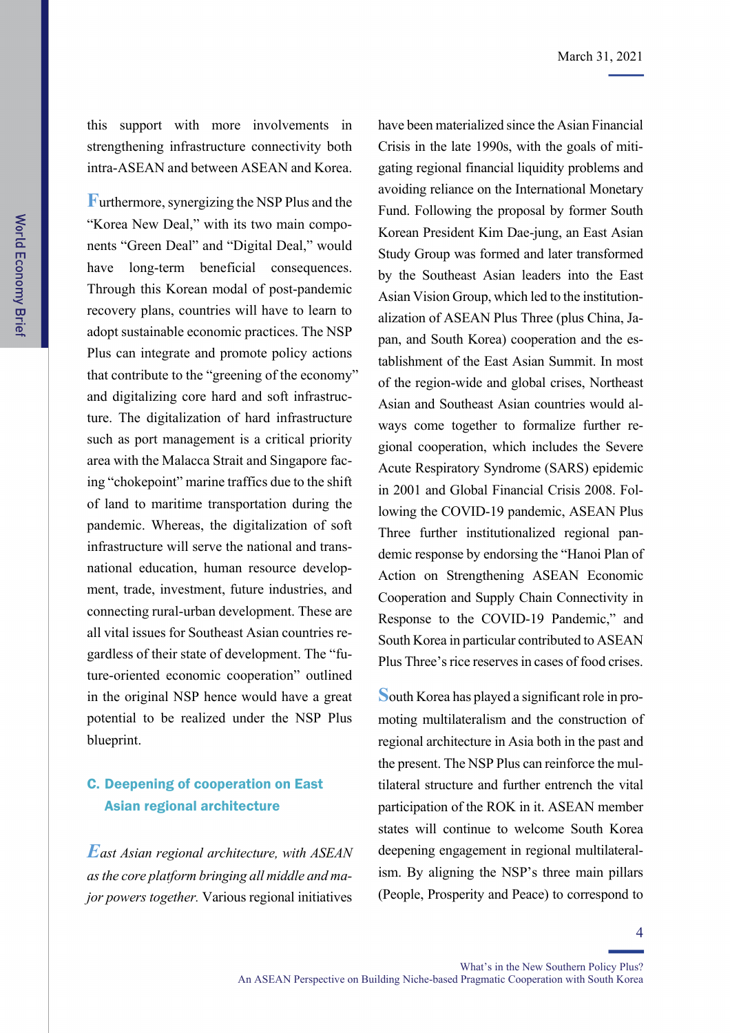this support with more involvements in strengthening infrastructure connectivity both intra-ASEAN and between ASEAN and Korea.

Furthermore, synergizing the NSP Plus and the "Korea New Deal," with its two main components "Green Deal" and "Digital Deal," would have long-term beneficial consequences. Through this Korean modal of post-pandemic recovery plans, countries will have to learn to adopt sustainable economic practices. The NSP Plus can integrate and promote policy actions that contribute to the "greening of the economy" and digitalizing core hard and soft infrastructure. The digitalization of hard infrastructure such as port management is a critical priority area with the Malacca Strait and Singapore facing "chokepoint" marine traffics due to the shift of land to maritime transportation during the pandemic. Whereas, the digitalization of soft infrastructure will serve the national and transnational education, human resource development, trade, investment, future industries, and connecting rural-urban development. These are all vital issues for Southeast Asian countries regardless of their state of development. The "future-oriented economic cooperation" outlined in the original NSP hence would have a great potential to be realized under the NSP Plus blueprint.

### C. Deepening of cooperation on East Asian regional architecture

*East Asian regional architecture, with ASEAN as the core platform bringing all middle and major powers together.* Various regional initiatives have been materialized since the Asian Financial Crisis in the late 1990s, with the goals of mitigating regional financial liquidity problems and avoiding reliance on the International Monetary Fund. Following the proposal by former South Korean President Kim Dae-jung, an East Asian Study Group was formed and later transformed by the Southeast Asian leaders into the East Asian Vision Group, which led to the institutionalization of ASEAN Plus Three (plus China, Japan, and South Korea) cooperation and the establishment of the East Asian Summit. In most of the region-wide and global crises, Northeast Asian and Southeast Asian countries would always come together to formalize further regional cooperation, which includes the Severe Acute Respiratory Syndrome (SARS) epidemic in 2001 and Global Financial Crisis 2008. Following the COVID-19 pandemic, ASEAN Plus Three further institutionalized regional pandemic response by endorsing the "Hanoi Plan of Action on Strengthening ASEAN Economic Cooperation and Supply Chain Connectivity in Response to the COVID-19 Pandemic," and South Korea in particular contributed to ASEAN Plus Three's rice reserves in cases of food crises.

South Korea has played a significant role in promoting multilateralism and the construction of regional architecture in Asia both in the past and the present. The NSP Plus can reinforce the multilateral structure and further entrench the vital participation of the ROK in it. ASEAN member states will continue to welcome South Korea deepening engagement in regional multilateralism. By aligning the NSP's three main pillars (People, Prosperity and Peace) to correspond to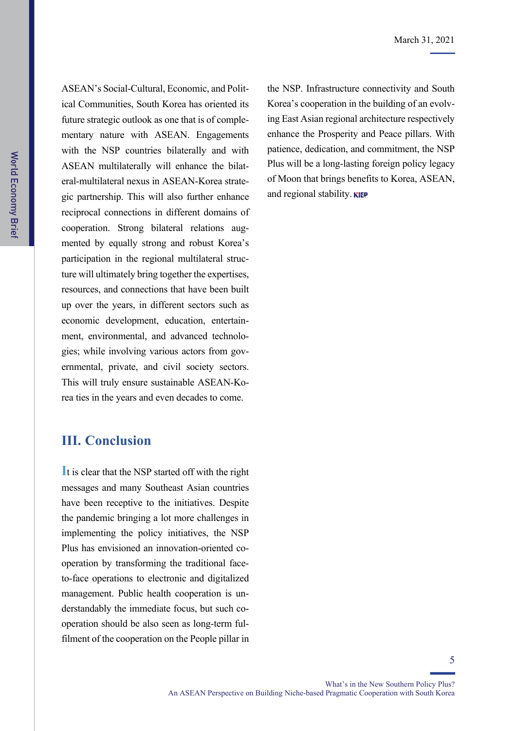ASEAN's Social-Cultural, Economic, and Political Communities, South Korea has oriented its future strategic outlook as one that is of complementary nature with ASEAN. Engagements with the NSP countries bilaterally and with ASEAN multilaterally will enhance the bilateral-multilateral nexus in ASEAN-Korea strategic partnership. This will also further enhance reciprocal connections in different domains of cooperation. Strong bilateral relations augmented by equally strong and robust Korea's participation in the regional multilateral structure will ultimately bring together the expertises, resources, and connections that have been built up over the years, in different sectors such as economic development, education, entertainment, environmental, and advanced technologies; while involving various actors from governmental, private, and civil society sectors. This will truly ensure sustainable ASEAN-Korea ties in the years and even decades to come.

## III. Conclusion

It is clear that the NSP started off with the right messages and many Southeast Asian countries have been receptive to the initiatives. Despite the pandemic bringing a lot more challenges in implementing the policy initiatives, the NSP Plus has envisioned an innovation-oriented cooperation by transforming the traditional face-to-face operations to electronic and digitalized management. Public health cooperation is understandably the immediate focus, but such cooperation should be also seen as long-term fulfilment of the cooperation on the People pillar in the NSP. Infrastructure connectivity and South Korea's cooperation in the building of an evolving East Asian regional architecture respectively enhance the Prosperity and Peace pillars. With patience, dedication, and commitment, the NSP Plus will be a long-lasting foreign policy legacy of Moon that brings benefits to Korea, ASEAN, and regional stability. KIEP